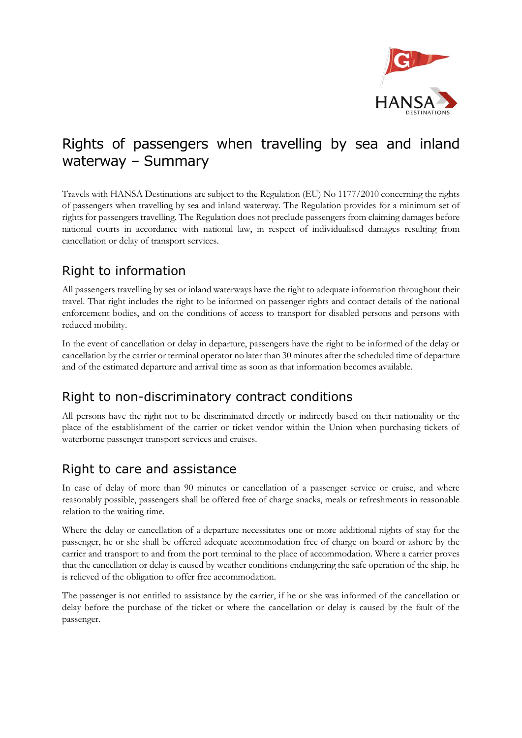# Rights of passengers when travelling by sea and inland waterway – Summary

Travels with HANSA Destinations are subject to the Regulation (EU) No 1177/2010 concerning the rights of passengers when travelling by sea and inland waterway. The Regulation provides for a minimum set of rights for passengers travelling. The Regulation does not preclude passengers from claiming damages before national courts in accordance with national law, in respect of individualised damages resulting from cancellation or delay of transport services.

## Right to information

All passengers travelling by sea or inland waterways have the right to adequate information throughout their travel. That right includes the right to be informed on passenger rights and contact details of the national enforcement bodies, and on the conditions of access to transport for disabled persons and persons with reduced mobility.

In the event of cancellation or delay in departure, passengers have the right to be informed of the delay or cancellation by the carrier or terminal operator no later than 30 minutes after the scheduled time of departure and of the estimated departure and arrival time as soon as that information becomes available.

## Right to non-discriminatory contract conditions

All persons have the right not to be discriminated directly or indirectly based on their nationality or the place of the establishment of the carrier or ticket vendor within the Union when purchasing tickets of waterborne passenger transport services and cruises.

## Right to care and assistance

In case of delay of more than 90 minutes or cancellation of a passenger service or cruise, and where reasonably possible, passengers shall be offered free of charge snacks, meals or refreshments in reasonable relation to the waiting time.

Where the delay or cancellation of a departure necessitates one or more additional nights of stay for the passenger, he or she shall be offered adequate accommodation free of charge on board or ashore by the carrier and transport to and from the port terminal to the place of accommodation. Where a carrier proves that the cancellation or delay is caused by weather conditions endangering the safe operation of the ship, he is relieved of the obligation to offer free accommodation.

The passenger is not entitled to assistance by the carrier, if he or she was informed of the cancellation or delay before the purchase of the ticket or where the cancellation or delay is caused by the fault of the passenger.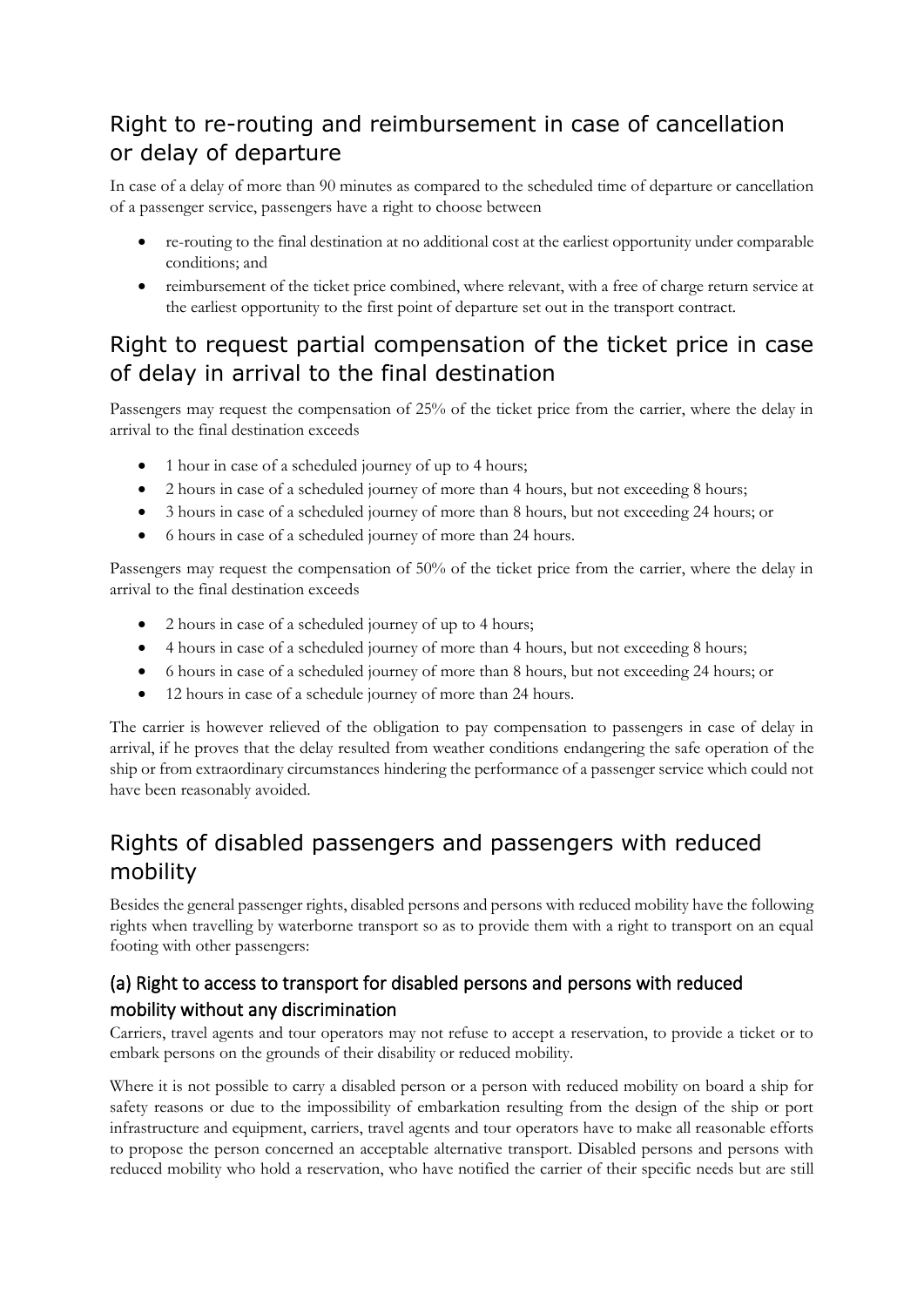## Right to re-routing and reimbursement in case of cancellation or delay of departure

In case of a delay of more than 90 minutes as compared to the scheduled time of departure or cancellation of a passenger service, passengers have a right to choose between

- re-routing to the final destination at no additional cost at the earliest opportunity under comparable conditions; and
- reimbursement of the ticket price combined, where relevant, with a free of charge return service at the earliest opportunity to the first point of departure set out in the transport contract.

## Right to request partial compensation of the ticket price in case of delay in arrival to the final destination

Passengers may request the compensation of 25% of the ticket price from the carrier, where the delay in arrival to the final destination exceeds

- 1 hour in case of a scheduled journey of up to 4 hours;
- 2 hours in case of a scheduled journey of more than 4 hours, but not exceeding 8 hours;
- 3 hours in case of a scheduled journey of more than 8 hours, but not exceeding 24 hours; or
- 6 hours in case of a scheduled journey of more than 24 hours.

Passengers may request the compensation of 50% of the ticket price from the carrier, where the delay in arrival to the final destination exceeds

- 2 hours in case of a scheduled journey of up to 4 hours;
- 4 hours in case of a scheduled journey of more than 4 hours, but not exceeding 8 hours;
- 6 hours in case of a scheduled journey of more than 8 hours, but not exceeding 24 hours; or
- 12 hours in case of a schedule journey of more than 24 hours.

The carrier is however relieved of the obligation to pay compensation to passengers in case of delay in arrival, if he proves that the delay resulted from weather conditions endangering the safe operation of the ship or from extraordinary circumstances hindering the performance of a passenger service which could not have been reasonably avoided.

## Rights of disabled passengers and passengers with reduced mobility

Besides the general passenger rights, disabled persons and persons with reduced mobility have the following rights when travelling by waterborne transport so as to provide them with a right to transport on an equal footing with other passengers:

### (a) Right to access to transport for disabled persons and persons with reduced mobility without any discrimination

Carriers, travel agents and tour operators may not refuse to accept a reservation, to provide a ticket or to embark persons on the grounds of their disability or reduced mobility.

Where it is not possible to carry a disabled person or a person with reduced mobility on board a ship for safety reasons or due to the impossibility of embarkation resulting from the design of the ship or port infrastructure and equipment, carriers, travel agents and tour operators have to make all reasonable efforts to propose the person concerned an acceptable alternative transport. Disabled persons and persons with reduced mobility who hold a reservation, who have notified the carrier of their specific needs but are still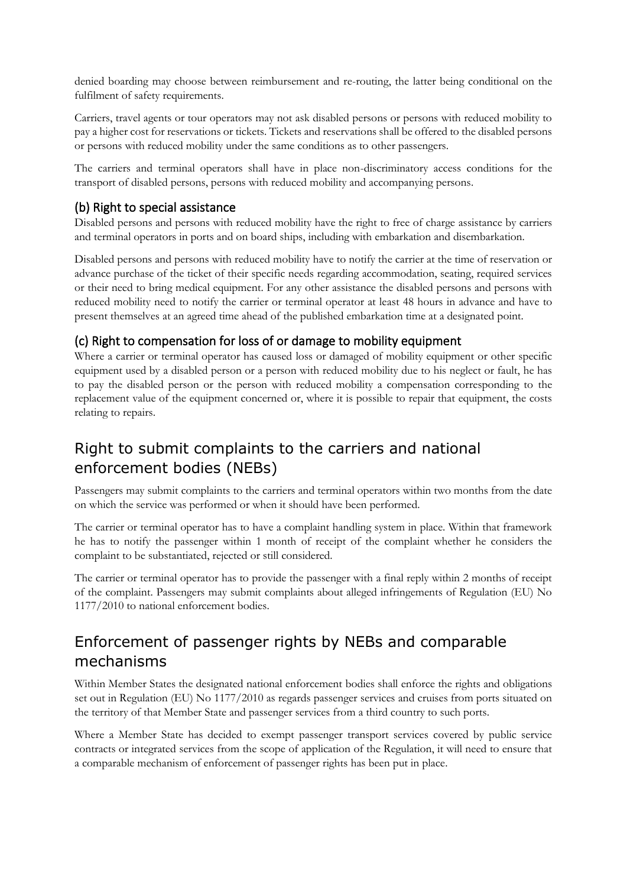denied boarding may choose between reimbursement and re-routing, the latter being conditional on the fulfilment of safety requirements.

Carriers, travel agents or tour operators may not ask disabled persons or persons with reduced mobility to pay a higher cost for reservations or tickets. Tickets and reservations shall be offered to the disabled persons or persons with reduced mobility under the same conditions as to other passengers.

The carriers and terminal operators shall have in place non-discriminatory access conditions for the transport of disabled persons, persons with reduced mobility and accompanying persons.

### (b) Right to special assistance

Disabled persons and persons with reduced mobility have the right to free of charge assistance by carriers and terminal operators in ports and on board ships, including with embarkation and disembarkation.

Disabled persons and persons with reduced mobility have to notify the carrier at the time of reservation or advance purchase of the ticket of their specific needs regarding accommodation, seating, required services or their need to bring medical equipment. For any other assistance the disabled persons and persons with reduced mobility need to notify the carrier or terminal operator at least 48 hours in advance and have to present themselves at an agreed time ahead of the published embarkation time at a designated point.

### (c) Right to compensation for loss of or damage to mobility equipment

Where a carrier or terminal operator has caused loss or damaged of mobility equipment or other specific equipment used by a disabled person or a person with reduced mobility due to his neglect or fault, he has to pay the disabled person or the person with reduced mobility a compensation corresponding to the replacement value of the equipment concerned or, where it is possible to repair that equipment, the costs relating to repairs.

## Right to submit complaints to the carriers and national enforcement bodies (NEBs)

Passengers may submit complaints to the carriers and terminal operators within two months from the date on which the service was performed or when it should have been performed.

The carrier or terminal operator has to have a complaint handling system in place. Within that framework he has to notify the passenger within 1 month of receipt of the complaint whether he considers the complaint to be substantiated, rejected or still considered.

The carrier or terminal operator has to provide the passenger with a final reply within 2 months of receipt of the complaint. Passengers may submit complaints about alleged infringements of Regulation (EU) No 1177/2010 to national enforcement bodies.

## Enforcement of passenger rights by NEBs and comparable mechanisms

Within Member States the designated national enforcement bodies shall enforce the rights and obligations set out in Regulation (EU) No 1177/2010 as regards passenger services and cruises from ports situated on the territory of that Member State and passenger services from a third country to such ports.

Where a Member State has decided to exempt passenger transport services covered by public service contracts or integrated services from the scope of application of the Regulation, it will need to ensure that a comparable mechanism of enforcement of passenger rights has been put in place.